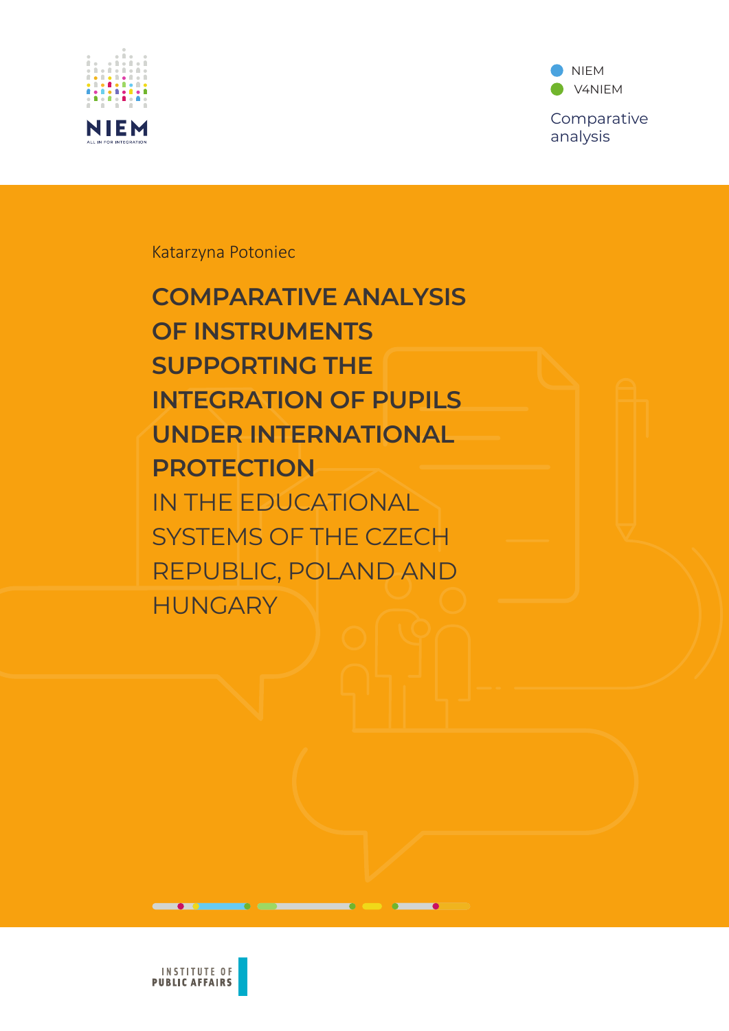NIEM

ALL IN FOR INTEGRATION

NIEM

V4NIEM

Comparative analysis

Katarzyna Potoniec

# COMPARATIVE ANALYSIS OF INSTRUMENTS SUPPORTING THE INTEGRATION OF PUPILS UNDER INTERNATIONAL PROTECTION IN THE EDUCATIONAL SYSTEMS OF THE CZECH REPUBLIC, POLAND AND HUNGARY

INSTITUTE OF PUBLIC AFFAIRS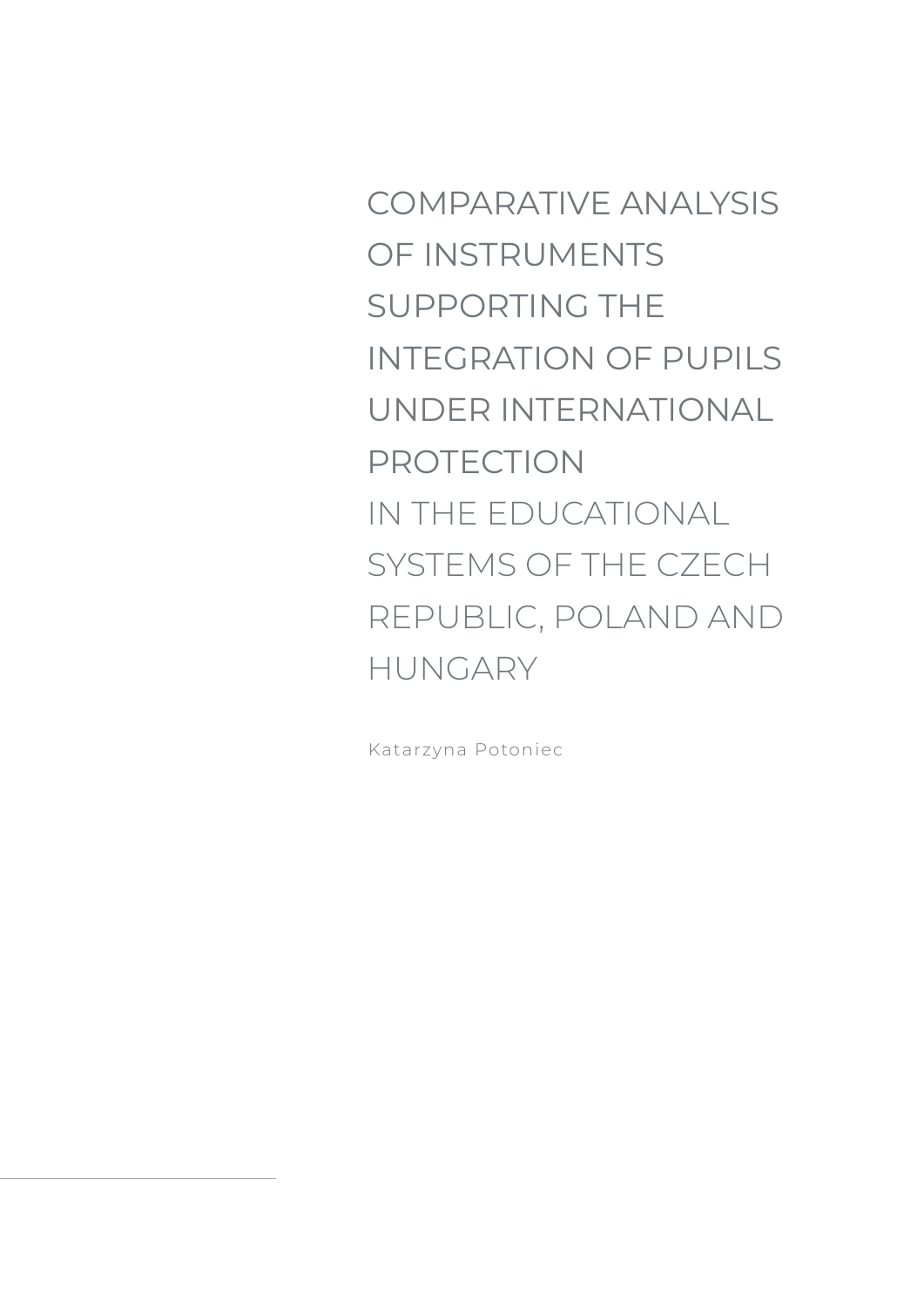# COMPARATIVE ANALYSIS OF INSTRUMENTS SUPPORTING THE INTEGRATION OF PUPILS UNDER INTERNATIONAL PROTECTION IN THE EDUCATIONAL SYSTEMS OF THE CZECH REPUBLIC, POLAND AND HUNGARY

Katarzyna Potoniec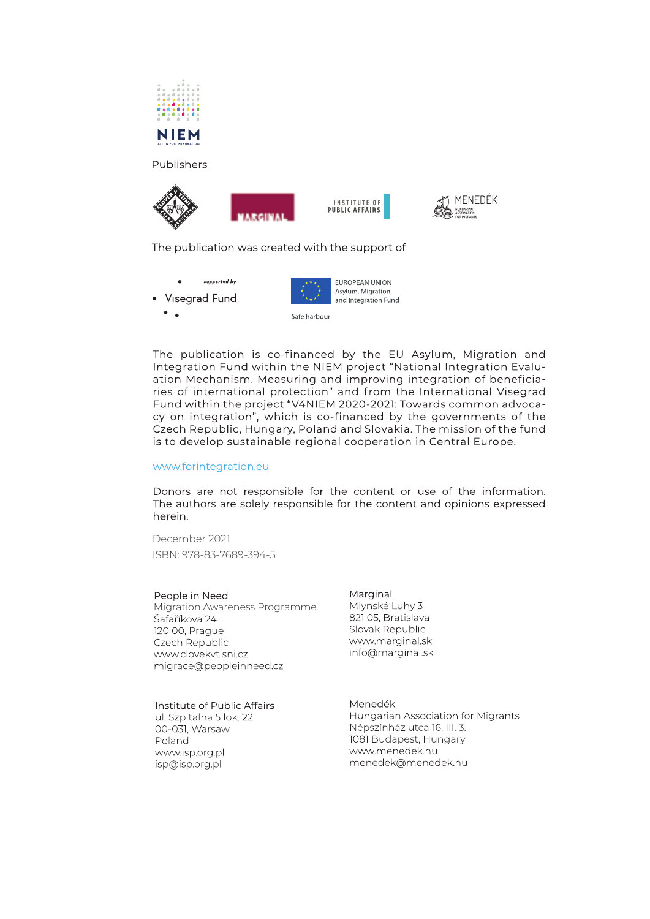Publishers

The publication was created with the support of

supported by

Visegrad Fund

EUROPEAN UNION
Asylum, Migration
and Integration Fund

Safe harbour

The publication is co-financed by the EU Asylum, Migration and Integration Fund within the NIEM project "National Integration Evaluation Mechanism. Measuring and improving integration of beneficiaries of international protection" and from the International Visegrad Fund within the project "V4NIEM 2020-2021: Towards common advocacy on integration", which is co-financed by the governments of the Czech Republic, Hungary, Poland and Slovakia. The mission of the fund is to develop sustainable regional cooperation in Central Europe.

www.forintegration.eu

Donors are not responsible for the content or use of the information. The authors are solely responsible for the content and opinions expressed herein.

December 2021

ISBN: 978-83-7689-394-5

People in Need
Migration Awareness Programme
Šafaříkova 24
120 00, Prague
Czech Republic
www.clovekvtisni.cz
migrace@peopleinneed.cz

Marginal
Mlynské Luhy 3
821 05, Bratislava
Slovak Republic
www.marginal.sk
info@marginal.sk

Institute of Public Affairs
ul. Szpitalna 5 lok. 22
00-031, Warsaw
Poland
www.isp.org.pl
isp@isp.org.pl

Menedék
Hungarian Association for Migrants
Népszínház utca 16. III. 3.
1081 Budapest, Hungary
www.menedek.hu
menedek@menedek.hu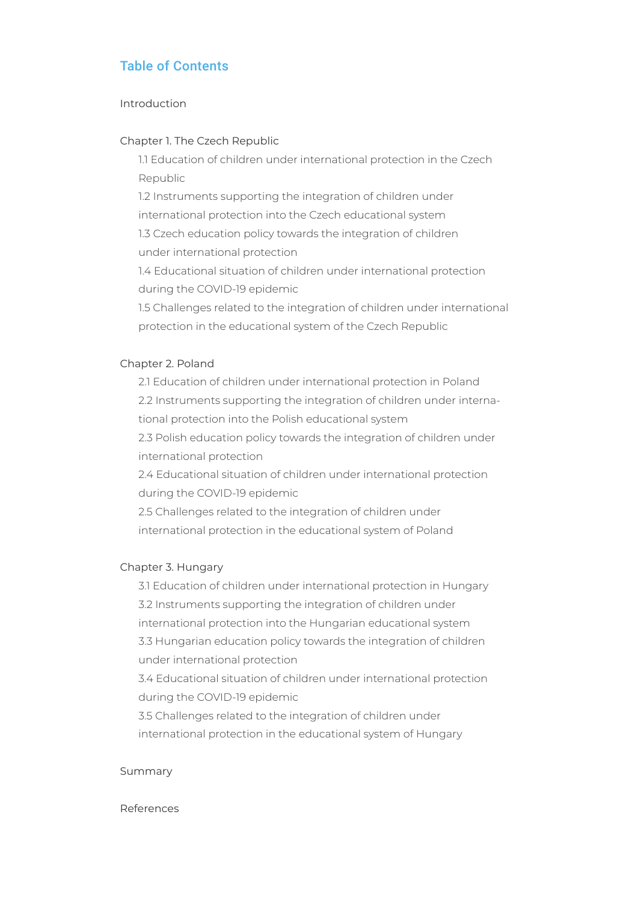## Table of Contents

Introduction

Chapter 1. The Czech Republic

- 1.1 Education of children under international protection in the Czech Republic
- 1.2 Instruments supporting the integration of children under international protection into the Czech educational system
- 1.3 Czech education policy towards the integration of children under international protection
- 1.4 Educational situation of children under international protection during the COVID-19 epidemic
- 1.5 Challenges related to the integration of children under international protection in the educational system of the Czech Republic

Chapter 2. Poland

- 2.1 Education of children under international protection in Poland
- 2.2 Instruments supporting the integration of children under international protection into the Polish educational system
- 2.3 Polish education policy towards the integration of children under international protection
- 2.4 Educational situation of children under international protection during the COVID-19 epidemic
- 2.5 Challenges related to the integration of children under international protection in the educational system of Poland

Chapter 3. Hungary

- 3.1 Education of children under international protection in Hungary
- 3.2 Instruments supporting the integration of children under international protection into the Hungarian educational system
- 3.3 Hungarian education policy towards the integration of children under international protection
- 3.4 Educational situation of children under international protection during the COVID-19 epidemic
- 3.5 Challenges related to the integration of children under international protection in the educational system of Hungary

Summary

References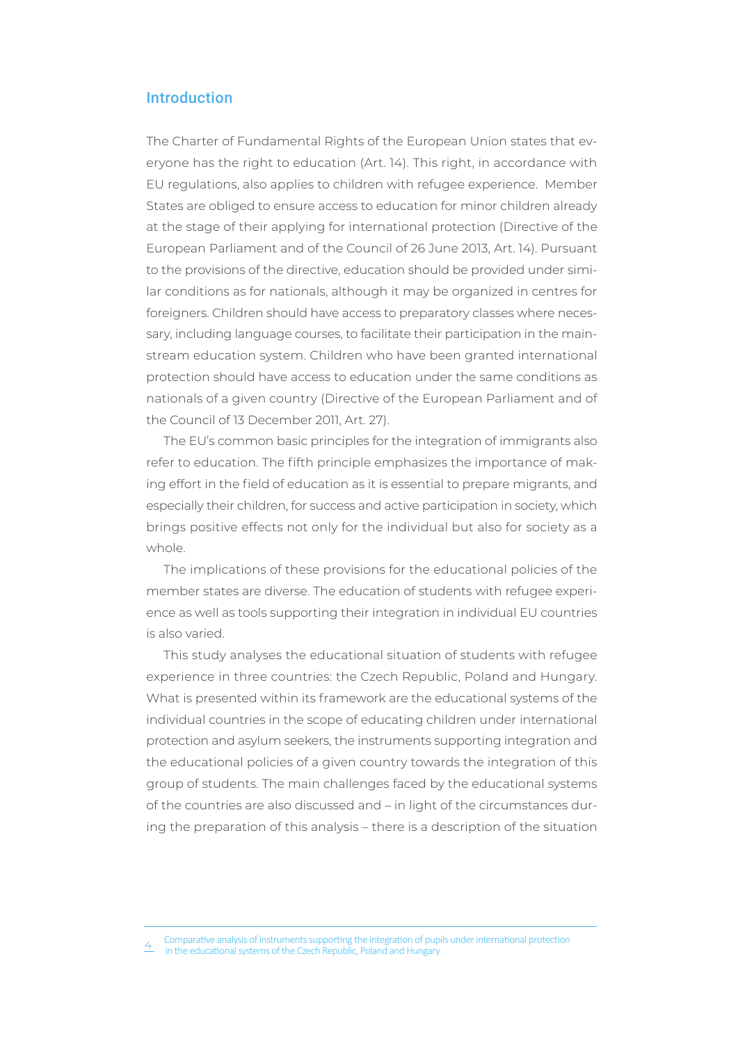## Introduction

The Charter of Fundamental Rights of the European Union states that everyone has the right to education (Art. 14). This right, in accordance with EU regulations, also applies to children with refugee experience. Member States are obliged to ensure access to education for minor children already at the stage of their applying for international protection (Directive of the European Parliament and of the Council of 26 June 2013, Art. 14). Pursuant to the provisions of the directive, education should be provided under similar conditions as for nationals, although it may be organized in centres for foreigners. Children should have access to preparatory classes where necessary, including language courses, to facilitate their participation in the mainstream education system. Children who have been granted international protection should have access to education under the same conditions as nationals of a given country (Directive of the European Parliament and of the Council of 13 December 2011, Art. 27).

The EU's common basic principles for the integration of immigrants also refer to education. The fifth principle emphasizes the importance of making effort in the field of education as it is essential to prepare migrants, and especially their children, for success and active participation in society, which brings positive effects not only for the individual but also for society as a whole.

The implications of these provisions for the educational policies of the member states are diverse. The education of students with refugee experience as well as tools supporting their integration in individual EU countries is also varied.

This study analyses the educational situation of students with refugee experience in three countries: the Czech Republic, Poland and Hungary. What is presented within its framework are the educational systems of the individual countries in the scope of educating children under international protection and asylum seekers, the instruments supporting integration and the educational policies of a given country towards the integration of this group of students. The main challenges faced by the educational systems of the countries are also discussed and – in light of the circumstances during the preparation of this analysis – there is a description of the situation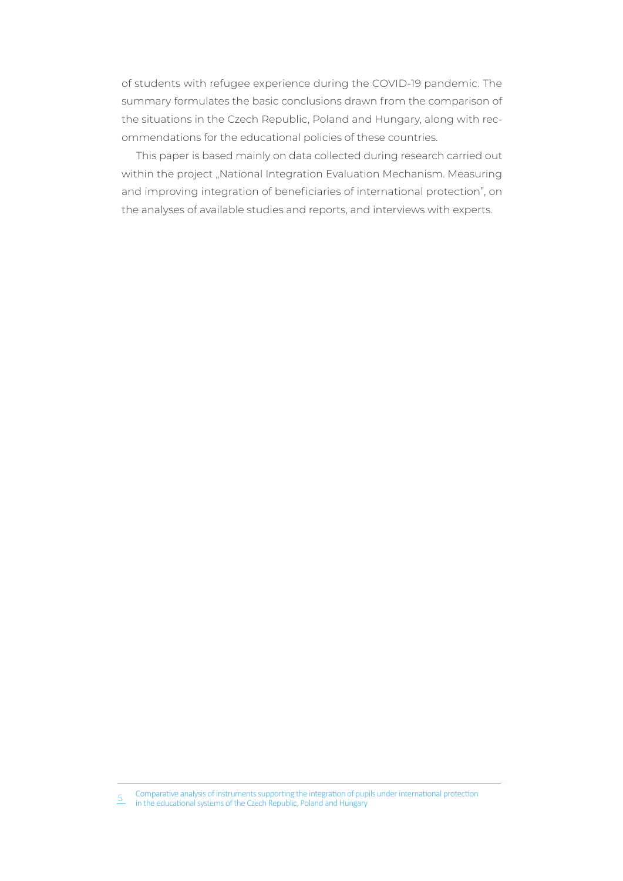of students with refugee experience during the COVID-19 pandemic. The summary formulates the basic conclusions drawn from the comparison of the situations in the Czech Republic, Poland and Hungary, along with recommendations for the educational policies of these countries.

This paper is based mainly on data collected during research carried out within the project „National Integration Evaluation Mechanism. Measuring and improving integration of beneficiaries of international protection", on the analyses of available studies and reports, and interviews with experts.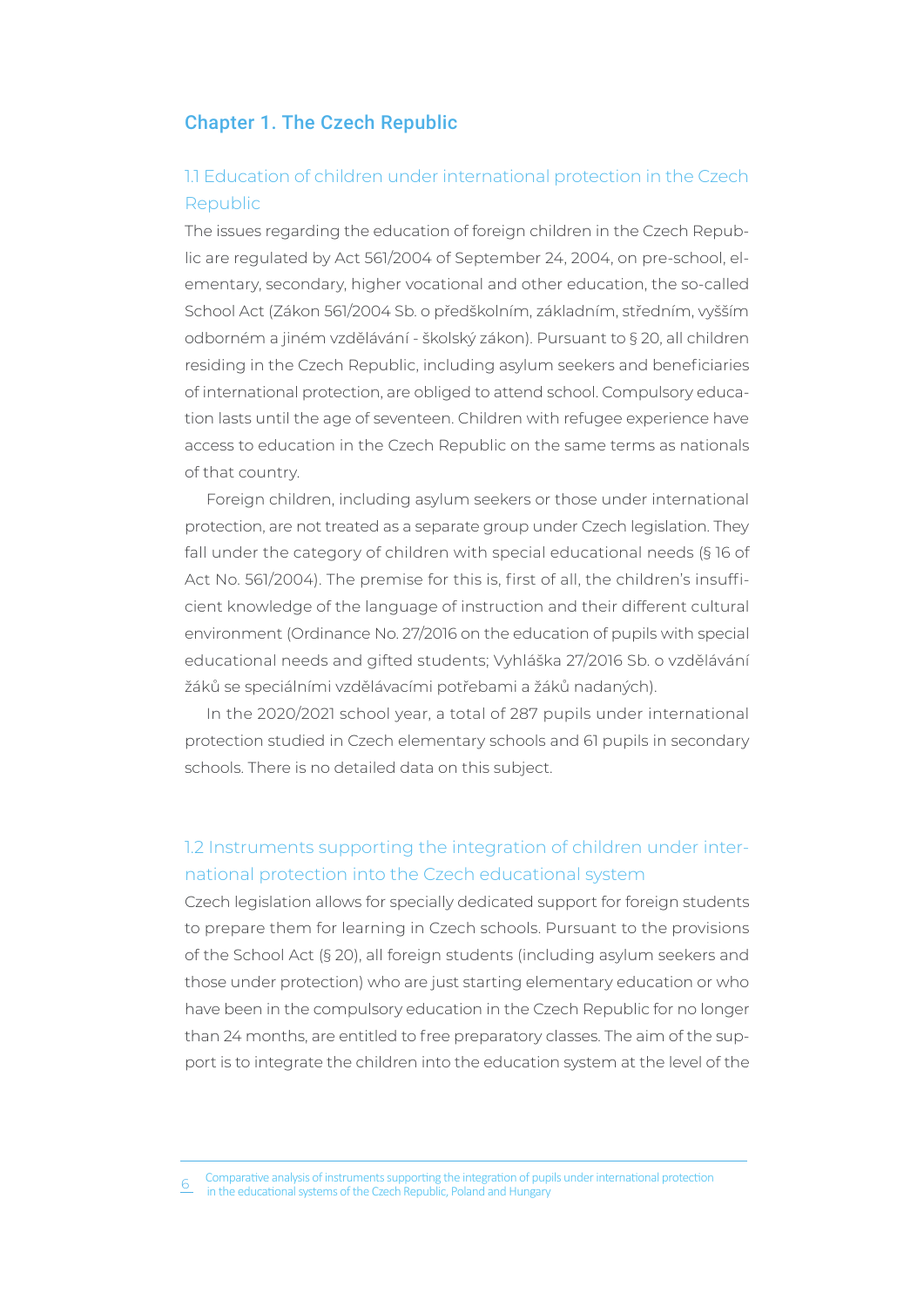# Chapter 1. The Czech Republic

## 1.1 Education of children under international protection in the Czech Republic

The issues regarding the education of foreign children in the Czech Republic are regulated by Act 561/2004 of September 24, 2004, on pre-school, elementary, secondary, higher vocational and other education, the so-called School Act (Zákon 561/2004 Sb. o předškolním, základním, středním, vyšším odborném a jiném vzdělávání - školský zákon). Pursuant to § 20, all children residing in the Czech Republic, including asylum seekers and beneficiaries of international protection, are obliged to attend school. Compulsory education lasts until the age of seventeen. Children with refugee experience have access to education in the Czech Republic on the same terms as nationals of that country.

Foreign children, including asylum seekers or those under international protection, are not treated as a separate group under Czech legislation. They fall under the category of children with special educational needs (§ 16 of Act No. 561/2004). The premise for this is, first of all, the children's insufficient knowledge of the language of instruction and their different cultural environment (Ordinance No. 27/2016 on the education of pupils with special educational needs and gifted students; Vyhláška 27/2016 Sb. o vzdělávání žáků se speciálními vzdělávacími potřebami a žáků nadaných).

In the 2020/2021 school year, a total of 287 pupils under international protection studied in Czech elementary schools and 61 pupils in secondary schools. There is no detailed data on this subject.

## 1.2 Instruments supporting the integration of children under international protection into the Czech educational system

Czech legislation allows for specially dedicated support for foreign students to prepare them for learning in Czech schools. Pursuant to the provisions of the School Act (§ 20), all foreign students (including asylum seekers and those under protection) who are just starting elementary education or who have been in the compulsory education in the Czech Republic for no longer than 24 months, are entitled to free preparatory classes. The aim of the support is to integrate the children into the education system at the level of the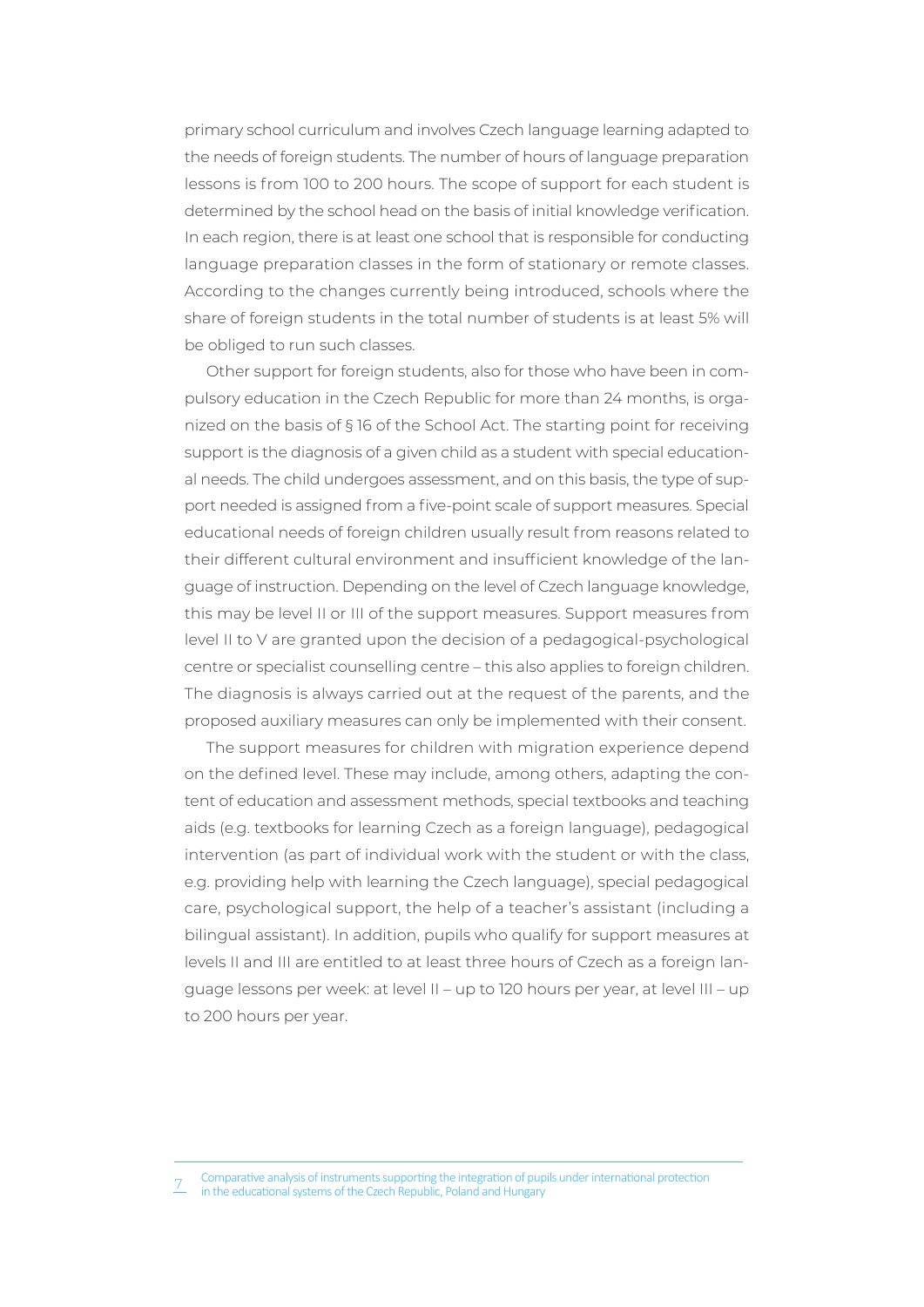primary school curriculum and involves Czech language learning adapted to the needs of foreign students. The number of hours of language preparation lessons is from 100 to 200 hours. The scope of support for each student is determined by the school head on the basis of initial knowledge verification. In each region, there is at least one school that is responsible for conducting language preparation classes in the form of stationary or remote classes. According to the changes currently being introduced, schools where the share of foreign students in the total number of students is at least 5% will be obliged to run such classes.

Other support for foreign students, also for those who have been in compulsory education in the Czech Republic for more than 24 months, is organized on the basis of § 16 of the School Act. The starting point for receiving support is the diagnosis of a given child as a student with special educational needs. The child undergoes assessment, and on this basis, the type of support needed is assigned from a five-point scale of support measures. Special educational needs of foreign children usually result from reasons related to their different cultural environment and insufficient knowledge of the language of instruction. Depending on the level of Czech language knowledge, this may be level II or III of the support measures. Support measures from level II to V are granted upon the decision of a pedagogical-psychological centre or specialist counselling centre – this also applies to foreign children. The diagnosis is always carried out at the request of the parents, and the proposed auxiliary measures can only be implemented with their consent.

The support measures for children with migration experience depend on the defined level. These may include, among others, adapting the content of education and assessment methods, special textbooks and teaching aids (e.g. textbooks for learning Czech as a foreign language), pedagogical intervention (as part of individual work with the student or with the class, e.g. providing help with learning the Czech language), special pedagogical care, psychological support, the help of a teacher's assistant (including a bilingual assistant). In addition, pupils who qualify for support measures at levels II and III are entitled to at least three hours of Czech as a foreign language lessons per week: at level II – up to 120 hours per year, at level III – up to 200 hours per year.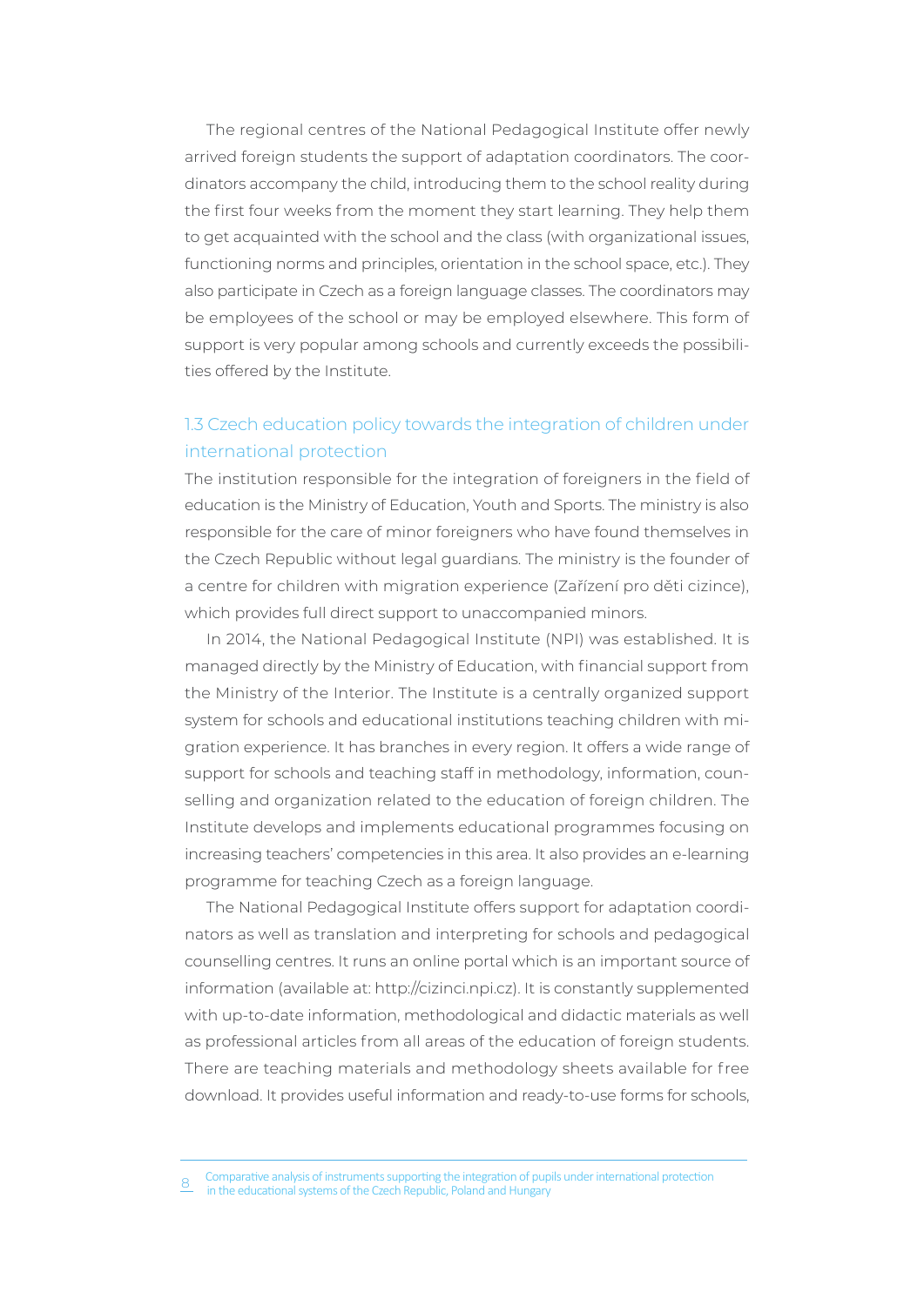The regional centres of the National Pedagogical Institute offer newly arrived foreign students the support of adaptation coordinators. The coordinators accompany the child, introducing them to the school reality during the first four weeks from the moment they start learning. They help them to get acquainted with the school and the class (with organizational issues, functioning norms and principles, orientation in the school space, etc.). They also participate in Czech as a foreign language classes. The coordinators may be employees of the school or may be employed elsewhere. This form of support is very popular among schools and currently exceeds the possibilities offered by the Institute.

## 1.3 Czech education policy towards the integration of children under international protection

The institution responsible for the integration of foreigners in the field of education is the Ministry of Education, Youth and Sports. The ministry is also responsible for the care of minor foreigners who have found themselves in the Czech Republic without legal guardians. The ministry is the founder of a centre for children with migration experience (Zařízení pro děti cizince), which provides full direct support to unaccompanied minors.

In 2014, the National Pedagogical Institute (NPI) was established. It is managed directly by the Ministry of Education, with financial support from the Ministry of the Interior. The Institute is a centrally organized support system for schools and educational institutions teaching children with migration experience. It has branches in every region. It offers a wide range of support for schools and teaching staff in methodology, information, counselling and organization related to the education of foreign children. The Institute develops and implements educational programmes focusing on increasing teachers' competencies in this area. It also provides an e-learning programme for teaching Czech as a foreign language.

The National Pedagogical Institute offers support for adaptation coordinators as well as translation and interpreting for schools and pedagogical counselling centres. It runs an online portal which is an important source of information (available at: http://cizinci.npi.cz). It is constantly supplemented with up-to-date information, methodological and didactic materials as well as professional articles from all areas of the education of foreign students. There are teaching materials and methodology sheets available for free download. It provides useful information and ready-to-use forms for schools,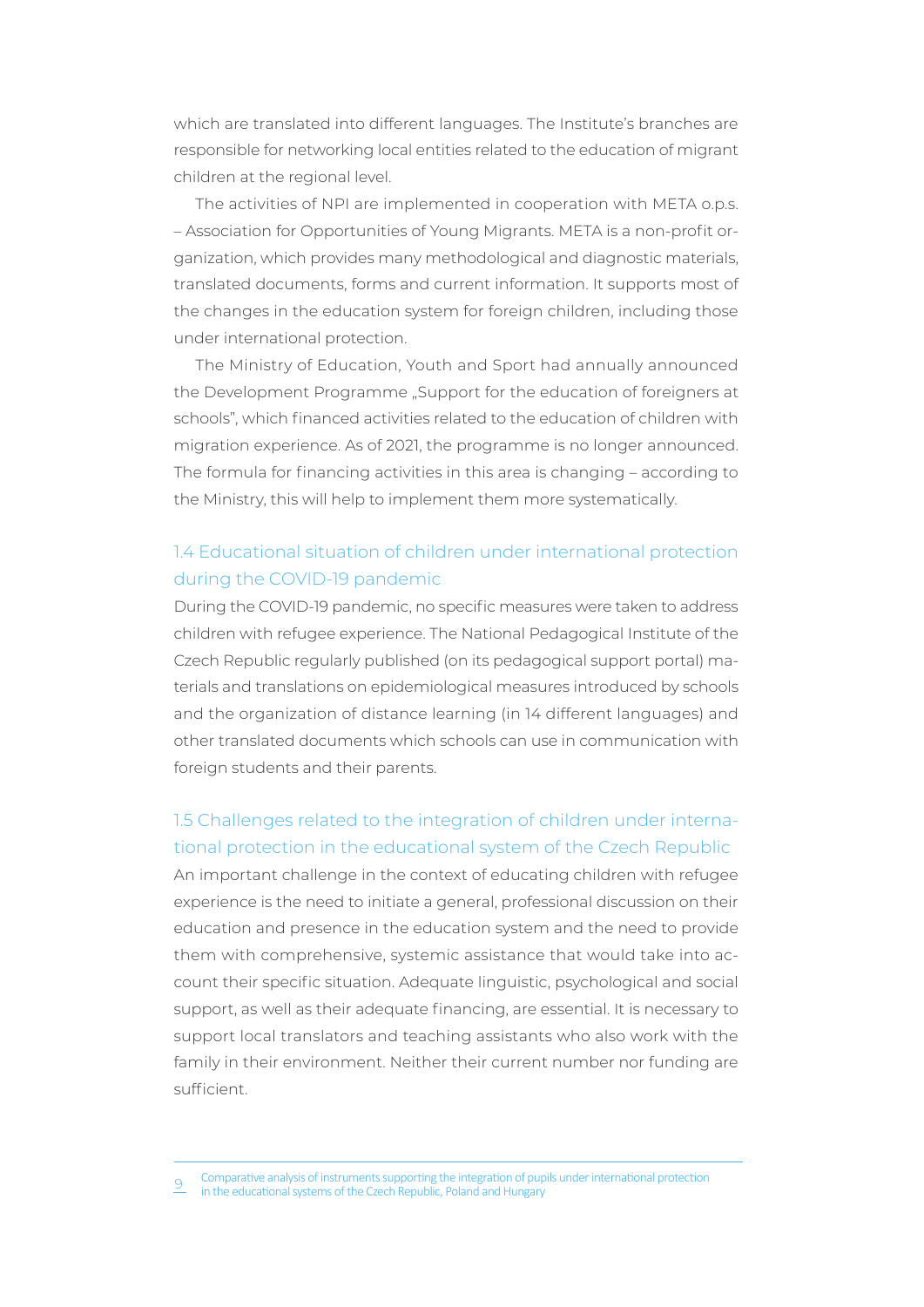which are translated into different languages. The Institute's branches are responsible for networking local entities related to the education of migrant children at the regional level.

The activities of NPI are implemented in cooperation with META o.p.s. – Association for Opportunities of Young Migrants. META is a non-profit organization, which provides many methodological and diagnostic materials, translated documents, forms and current information. It supports most of the changes in the education system for foreign children, including those under international protection.

The Ministry of Education, Youth and Sport had annually announced the Development Programme „Support for the education of foreigners at schools", which financed activities related to the education of children with migration experience. As of 2021, the programme is no longer announced. The formula for financing activities in this area is changing – according to the Ministry, this will help to implement them more systematically.

### 1.4 Educational situation of children under international protection during the COVID-19 pandemic

During the COVID-19 pandemic, no specific measures were taken to address children with refugee experience. The National Pedagogical Institute of the Czech Republic regularly published (on its pedagogical support portal) materials and translations on epidemiological measures introduced by schools and the organization of distance learning (in 14 different languages) and other translated documents which schools can use in communication with foreign students and their parents.

### 1.5 Challenges related to the integration of children under international protection in the educational system of the Czech Republic

An important challenge in the context of educating children with refugee experience is the need to initiate a general, professional discussion on their education and presence in the education system and the need to provide them with comprehensive, systemic assistance that would take into account their specific situation. Adequate linguistic, psychological and social support, as well as their adequate financing, are essential. It is necessary to support local translators and teaching assistants who also work with the family in their environment. Neither their current number nor funding are sufficient.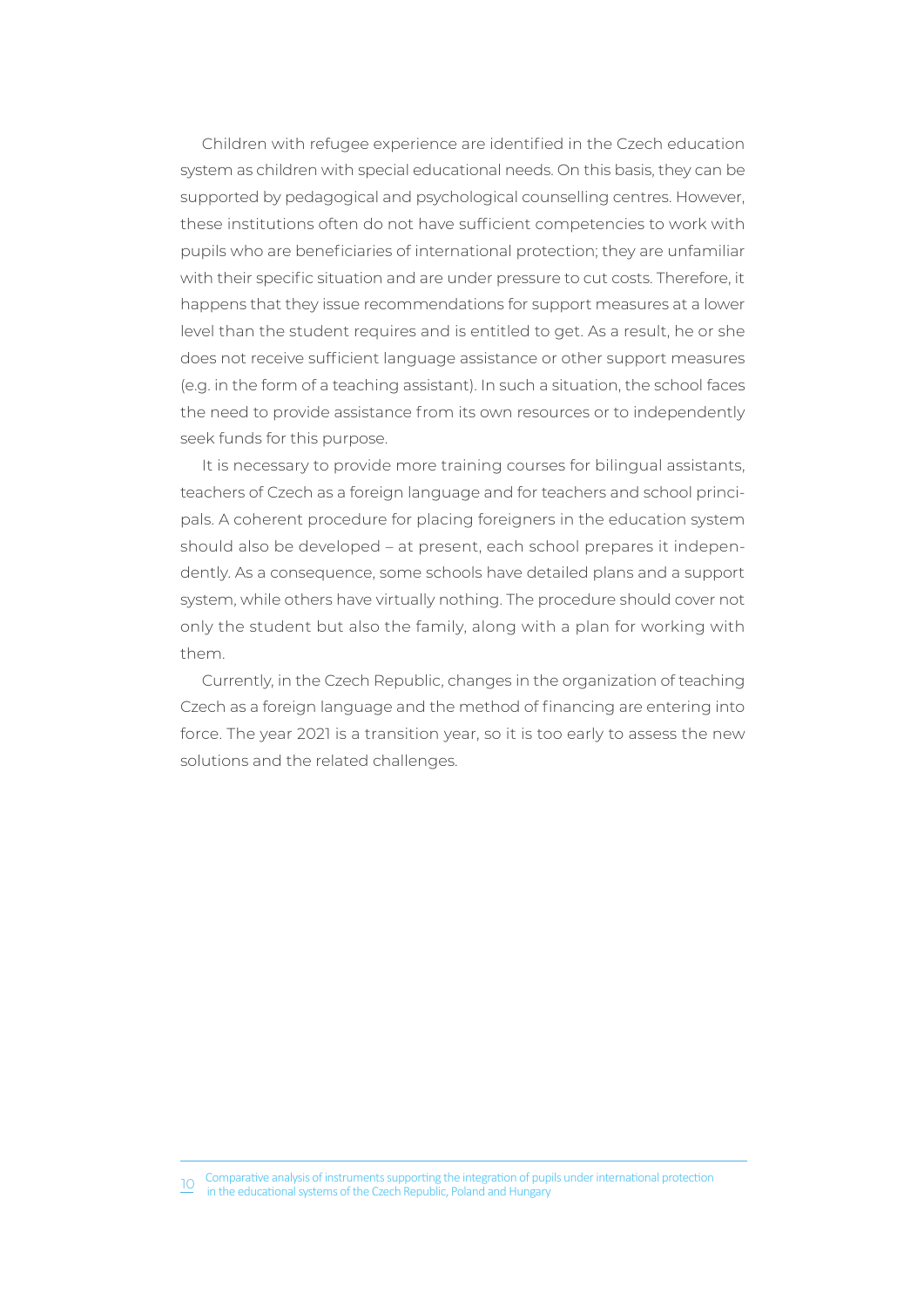Children with refugee experience are identified in the Czech education system as children with special educational needs. On this basis, they can be supported by pedagogical and psychological counselling centres. However, these institutions often do not have sufficient competencies to work with pupils who are beneficiaries of international protection; they are unfamiliar with their specific situation and are under pressure to cut costs. Therefore, it happens that they issue recommendations for support measures at a lower level than the student requires and is entitled to get. As a result, he or she does not receive sufficient language assistance or other support measures (e.g. in the form of a teaching assistant). In such a situation, the school faces the need to provide assistance from its own resources or to independently seek funds for this purpose.

It is necessary to provide more training courses for bilingual assistants, teachers of Czech as a foreign language and for teachers and school principals. A coherent procedure for placing foreigners in the education system should also be developed – at present, each school prepares it independently. As a consequence, some schools have detailed plans and a support system, while others have virtually nothing. The procedure should cover not only the student but also the family, along with a plan for working with them.

Currently, in the Czech Republic, changes in the organization of teaching Czech as a foreign language and the method of financing are entering into force. The year 2021 is a transition year, so it is too early to assess the new solutions and the related challenges.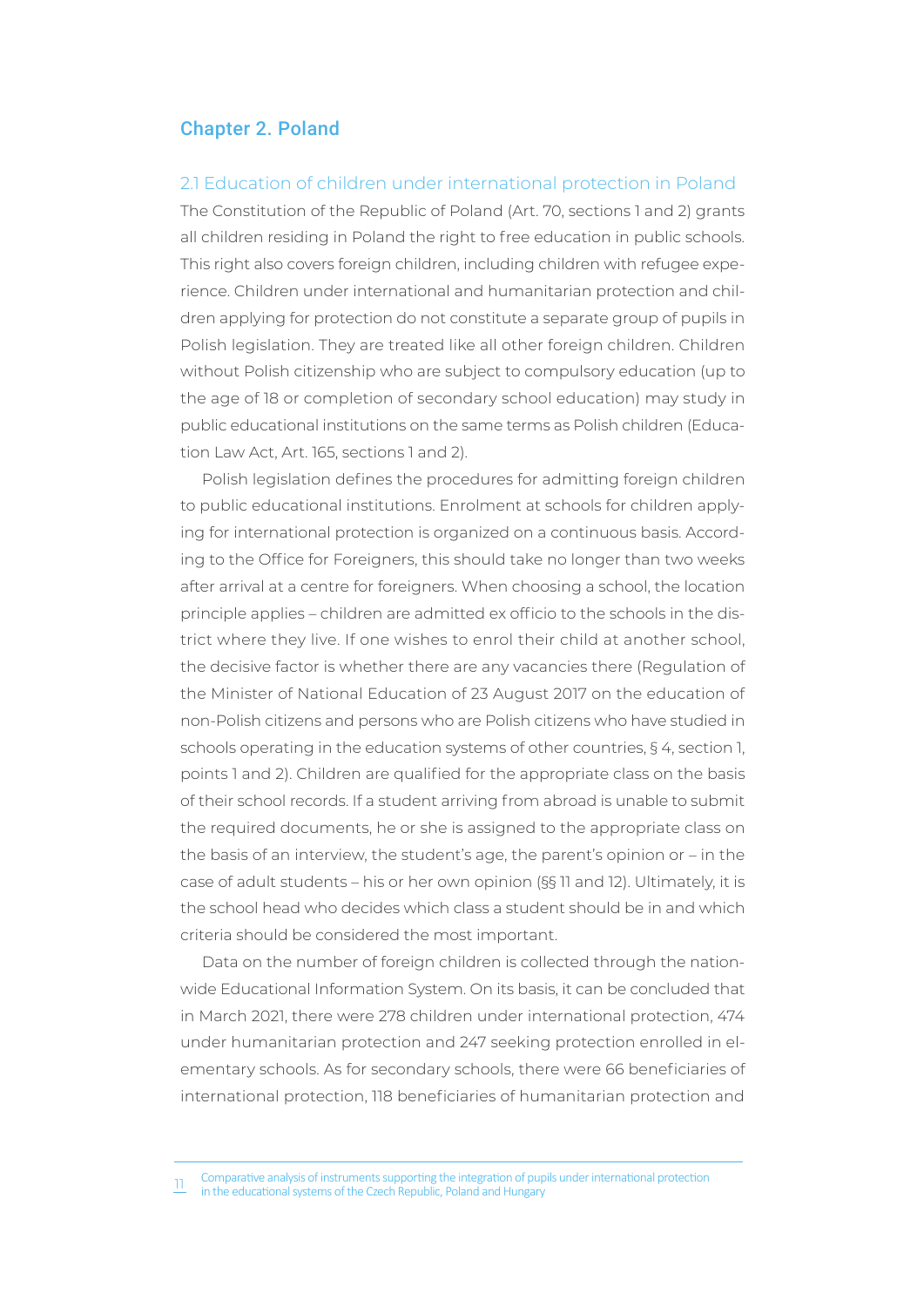## Chapter 2. Poland

### 2.1 Education of children under international protection in Poland

The Constitution of the Republic of Poland (Art. 70, sections 1 and 2) grants all children residing in Poland the right to free education in public schools. This right also covers foreign children, including children with refugee experience. Children under international and humanitarian protection and children applying for protection do not constitute a separate group of pupils in Polish legislation. They are treated like all other foreign children. Children without Polish citizenship who are subject to compulsory education (up to the age of 18 or completion of secondary school education) may study in public educational institutions on the same terms as Polish children (Education Law Act, Art. 165, sections 1 and 2).

Polish legislation defines the procedures for admitting foreign children to public educational institutions. Enrolment at schools for children applying for international protection is organized on a continuous basis. According to the Office for Foreigners, this should take no longer than two weeks after arrival at a centre for foreigners. When choosing a school, the location principle applies – children are admitted ex officio to the schools in the district where they live. If one wishes to enrol their child at another school, the decisive factor is whether there are any vacancies there (Regulation of the Minister of National Education of 23 August 2017 on the education of non-Polish citizens and persons who are Polish citizens who have studied in schools operating in the education systems of other countries, § 4, section 1, points 1 and 2). Children are qualified for the appropriate class on the basis of their school records. If a student arriving from abroad is unable to submit the required documents, he or she is assigned to the appropriate class on the basis of an interview, the student's age, the parent's opinion or – in the case of adult students – his or her own opinion (§§ 11 and 12). Ultimately, it is the school head who decides which class a student should be in and which criteria should be considered the most important.

Data on the number of foreign children is collected through the nationwide Educational Information System. On its basis, it can be concluded that in March 2021, there were 278 children under international protection, 474 under humanitarian protection and 247 seeking protection enrolled in elementary schools. As for secondary schools, there were 66 beneficiaries of international protection, 118 beneficiaries of humanitarian protection and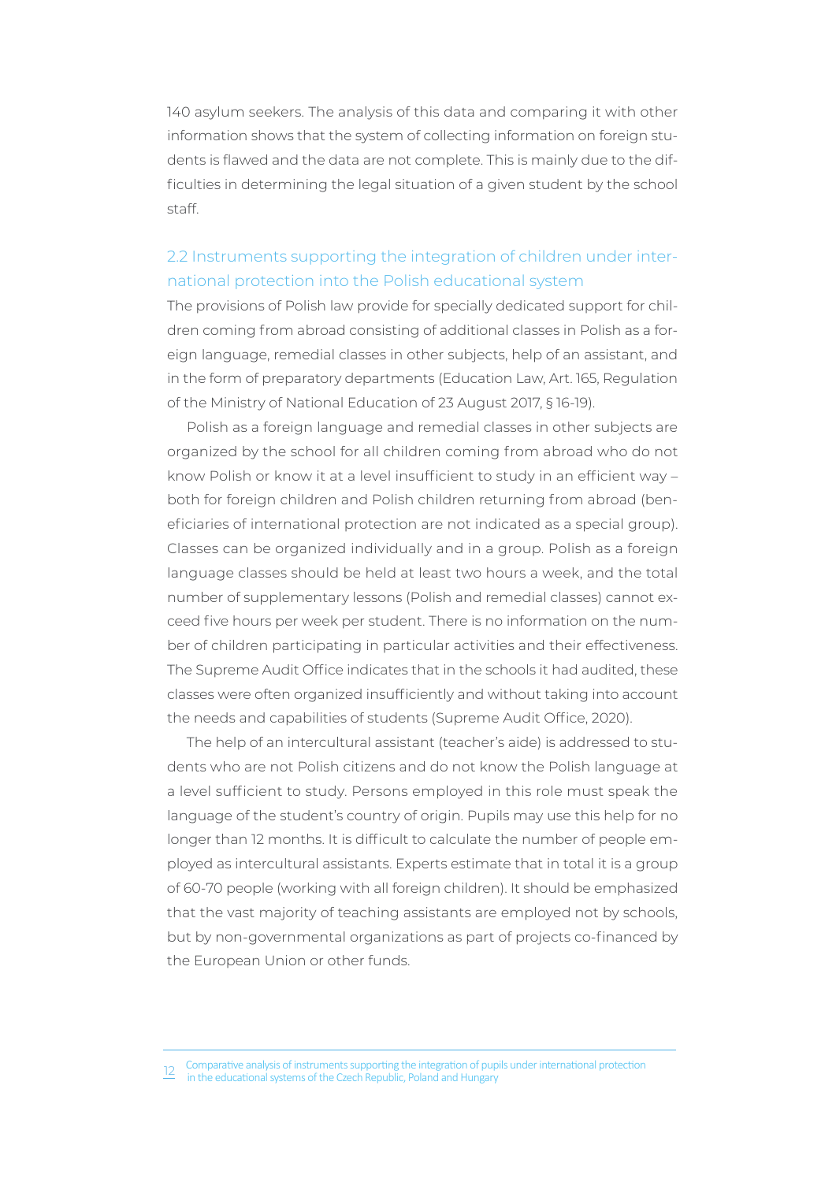140 asylum seekers. The analysis of this data and comparing it with other information shows that the system of collecting information on foreign students is flawed and the data are not complete. This is mainly due to the difficulties in determining the legal situation of a given student by the school staff.

## 2.2 Instruments supporting the integration of children under international protection into the Polish educational system

The provisions of Polish law provide for specially dedicated support for children coming from abroad consisting of additional classes in Polish as a foreign language, remedial classes in other subjects, help of an assistant, and in the form of preparatory departments (Education Law, Art. 165, Regulation of the Ministry of National Education of 23 August 2017, § 16-19).

Polish as a foreign language and remedial classes in other subjects are organized by the school for all children coming from abroad who do not know Polish or know it at a level insufficient to study in an efficient way – both for foreign children and Polish children returning from abroad (beneficiaries of international protection are not indicated as a special group). Classes can be organized individually and in a group. Polish as a foreign language classes should be held at least two hours a week, and the total number of supplementary lessons (Polish and remedial classes) cannot exceed five hours per week per student. There is no information on the number of children participating in particular activities and their effectiveness. The Supreme Audit Office indicates that in the schools it had audited, these classes were often organized insufficiently and without taking into account the needs and capabilities of students (Supreme Audit Office, 2020).

The help of an intercultural assistant (teacher's aide) is addressed to students who are not Polish citizens and do not know the Polish language at a level sufficient to study. Persons employed in this role must speak the language of the student's country of origin. Pupils may use this help for no longer than 12 months. It is difficult to calculate the number of people employed as intercultural assistants. Experts estimate that in total it is a group of 60-70 people (working with all foreign children). It should be emphasized that the vast majority of teaching assistants are employed not by schools, but by non-governmental organizations as part of projects co-financed by the European Union or other funds.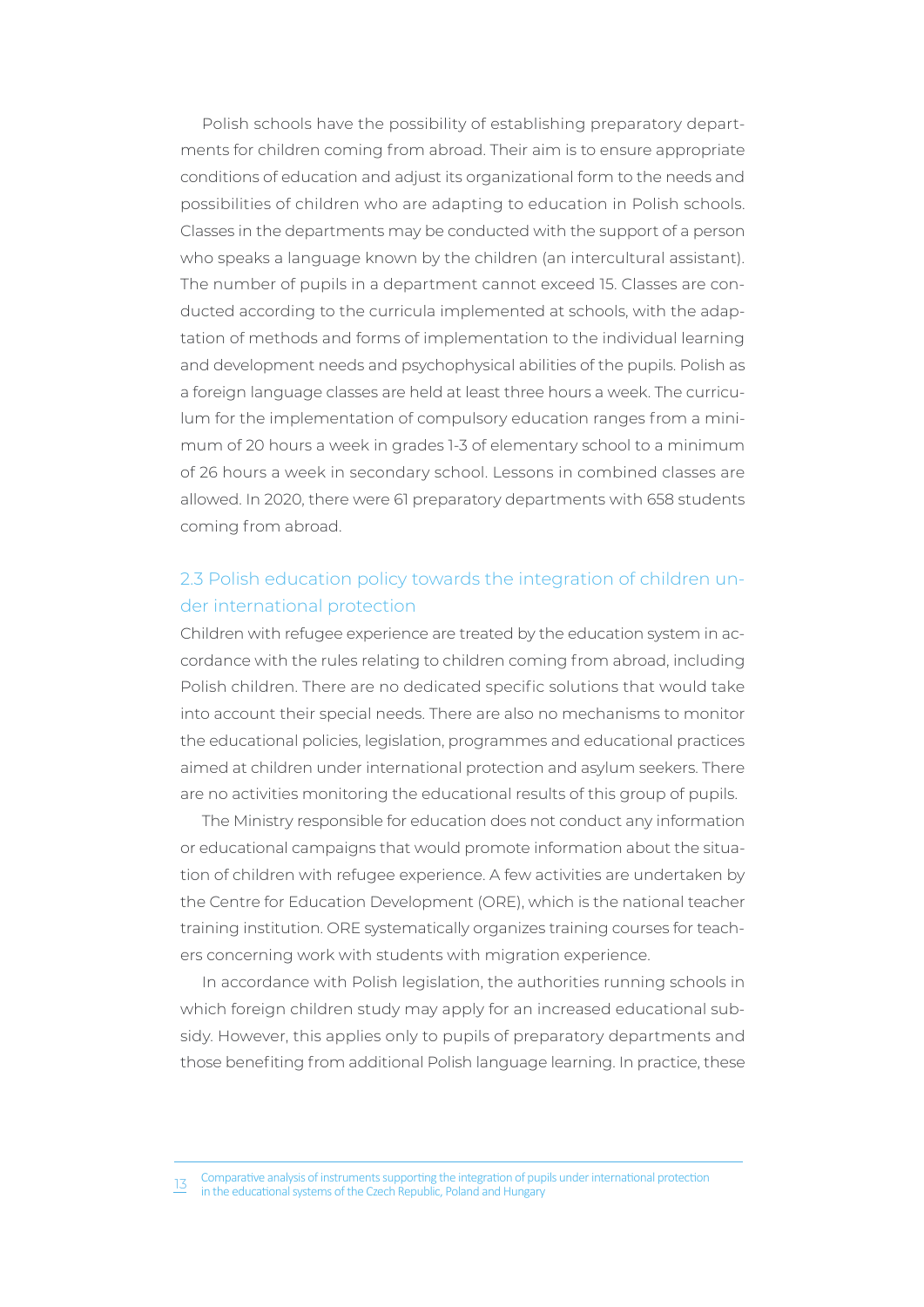Polish schools have the possibility of establishing preparatory departments for children coming from abroad. Their aim is to ensure appropriate conditions of education and adjust its organizational form to the needs and possibilities of children who are adapting to education in Polish schools. Classes in the departments may be conducted with the support of a person who speaks a language known by the children (an intercultural assistant). The number of pupils in a department cannot exceed 15. Classes are conducted according to the curricula implemented at schools, with the adaptation of methods and forms of implementation to the individual learning and development needs and psychophysical abilities of the pupils. Polish as a foreign language classes are held at least three hours a week. The curriculum for the implementation of compulsory education ranges from a minimum of 20 hours a week in grades 1-3 of elementary school to a minimum of 26 hours a week in secondary school. Lessons in combined classes are allowed. In 2020, there were 61 preparatory departments with 658 students coming from abroad.

## 2.3 Polish education policy towards the integration of children under international protection

Children with refugee experience are treated by the education system in accordance with the rules relating to children coming from abroad, including Polish children. There are no dedicated specific solutions that would take into account their special needs. There are also no mechanisms to monitor the educational policies, legislation, programmes and educational practices aimed at children under international protection and asylum seekers. There are no activities monitoring the educational results of this group of pupils.

The Ministry responsible for education does not conduct any information or educational campaigns that would promote information about the situation of children with refugee experience. A few activities are undertaken by the Centre for Education Development (ORE), which is the national teacher training institution. ORE systematically organizes training courses for teachers concerning work with students with migration experience.

In accordance with Polish legislation, the authorities running schools in which foreign children study may apply for an increased educational subsidy. However, this applies only to pupils of preparatory departments and those benefiting from additional Polish language learning. In practice, these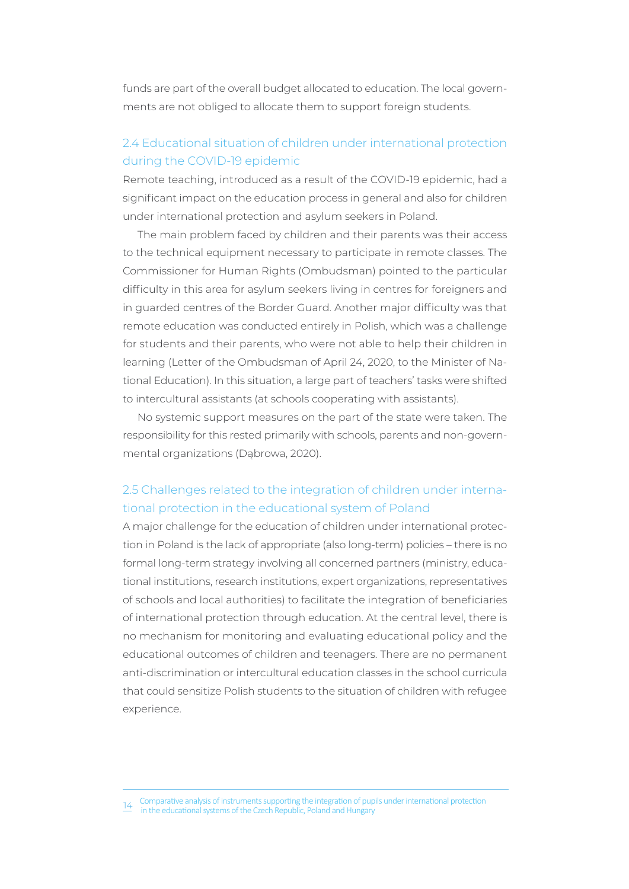funds are part of the overall budget allocated to education. The local governments are not obliged to allocate them to support foreign students.

### 2.4 Educational situation of children under international protection during the COVID-19 epidemic

Remote teaching, introduced as a result of the COVID-19 epidemic, had a significant impact on the education process in general and also for children under international protection and asylum seekers in Poland.

The main problem faced by children and their parents was their access to the technical equipment necessary to participate in remote classes. The Commissioner for Human Rights (Ombudsman) pointed to the particular difficulty in this area for asylum seekers living in centres for foreigners and in guarded centres of the Border Guard. Another major difficulty was that remote education was conducted entirely in Polish, which was a challenge for students and their parents, who were not able to help their children in learning (Letter of the Ombudsman of April 24, 2020, to the Minister of National Education). In this situation, a large part of teachers' tasks were shifted to intercultural assistants (at schools cooperating with assistants).

No systemic support measures on the part of the state were taken. The responsibility for this rested primarily with schools, parents and non-governmental organizations (Dąbrowa, 2020).

### 2.5 Challenges related to the integration of children under international protection in the educational system of Poland

A major challenge for the education of children under international protection in Poland is the lack of appropriate (also long-term) policies – there is no formal long-term strategy involving all concerned partners (ministry, educational institutions, research institutions, expert organizations, representatives of schools and local authorities) to facilitate the integration of beneficiaries of international protection through education. At the central level, there is no mechanism for monitoring and evaluating educational policy and the educational outcomes of children and teenagers. There are no permanent anti-discrimination or intercultural education classes in the school curricula that could sensitize Polish students to the situation of children with refugee experience.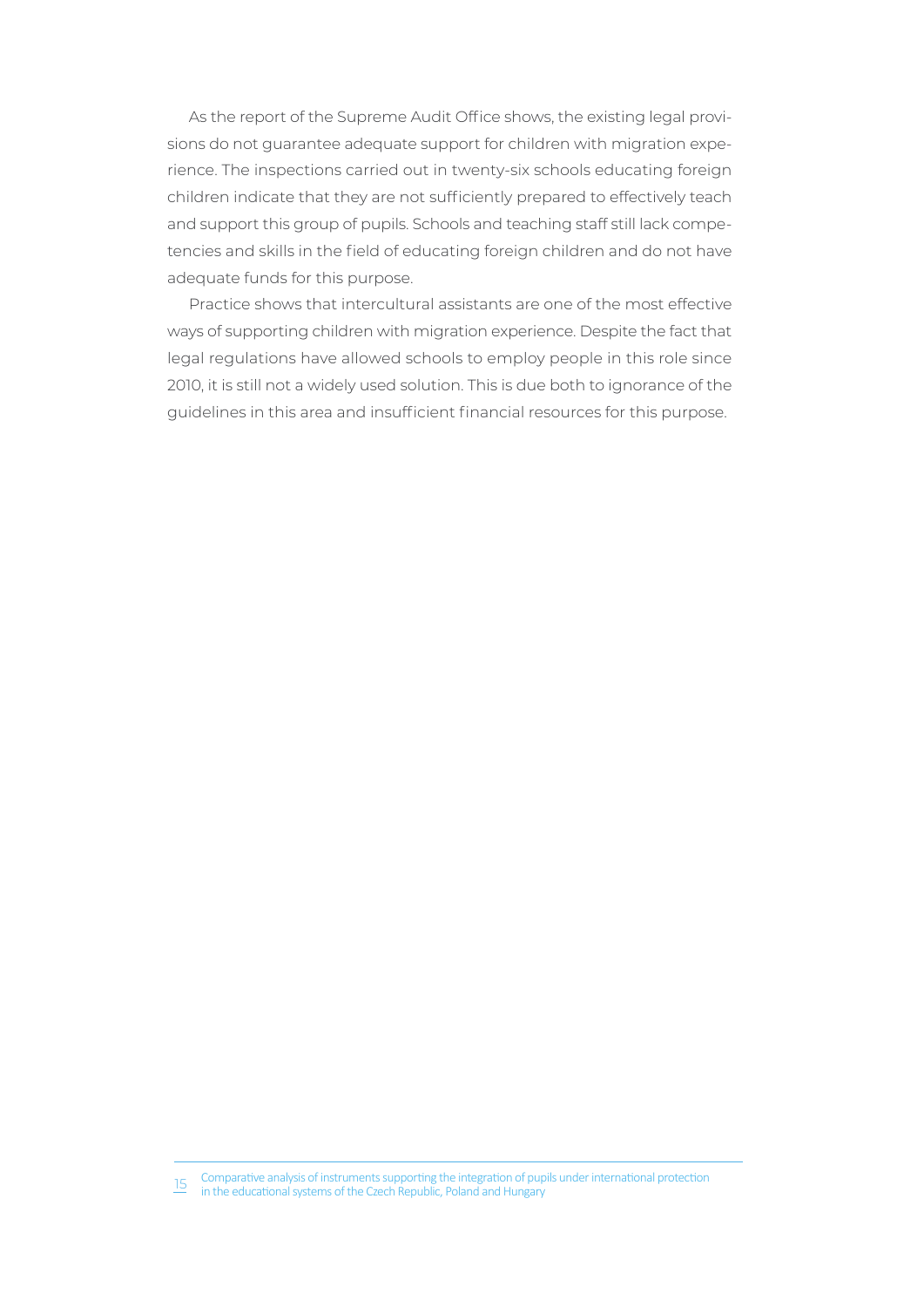As the report of the Supreme Audit Office shows, the existing legal provisions do not guarantee adequate support for children with migration experience. The inspections carried out in twenty-six schools educating foreign children indicate that they are not sufficiently prepared to effectively teach and support this group of pupils. Schools and teaching staff still lack competencies and skills in the field of educating foreign children and do not have adequate funds for this purpose.

Practice shows that intercultural assistants are one of the most effective ways of supporting children with migration experience. Despite the fact that legal regulations have allowed schools to employ people in this role since 2010, it is still not a widely used solution. This is due both to ignorance of the guidelines in this area and insufficient financial resources for this purpose.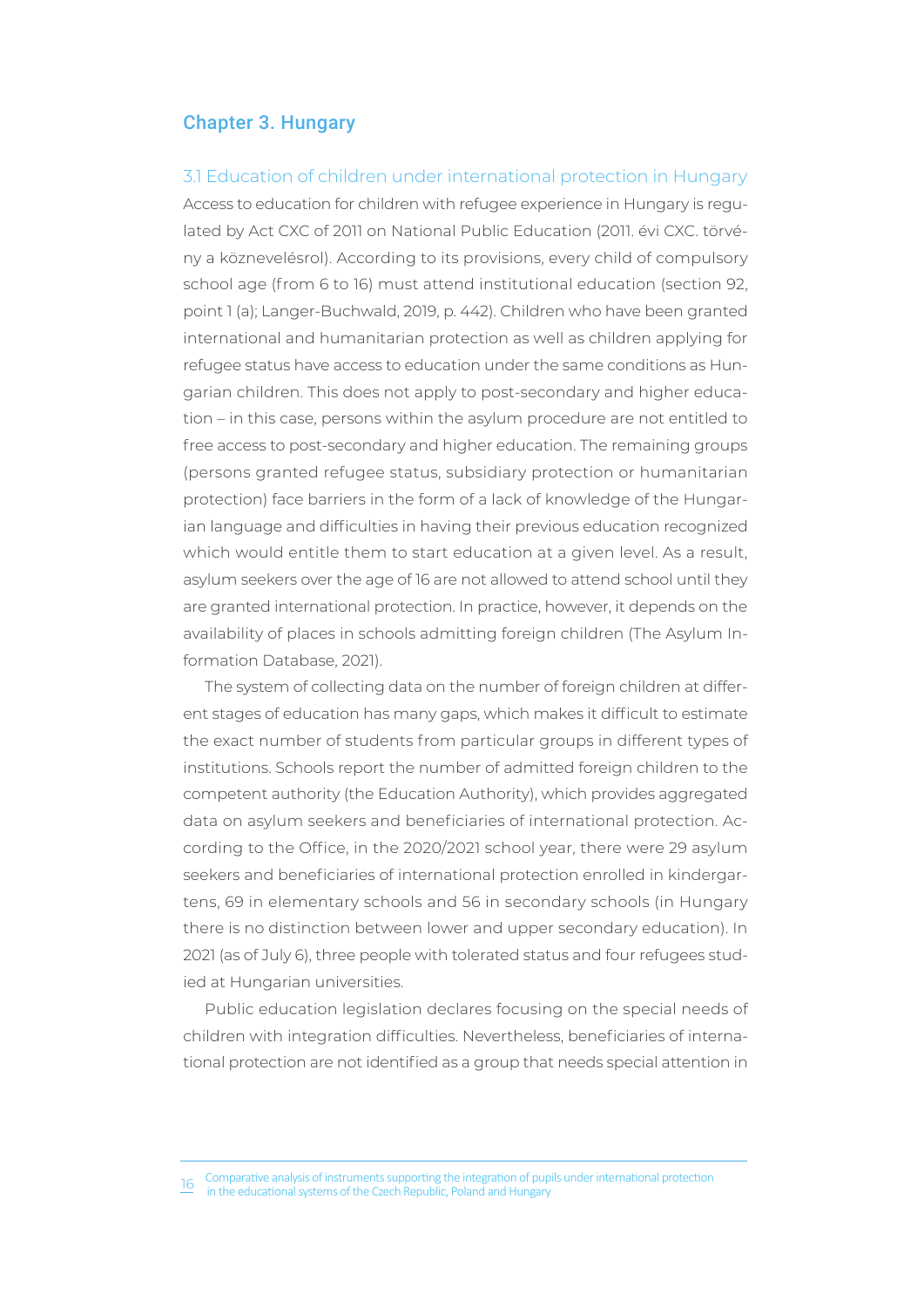## Chapter 3. Hungary

### 3.1 Education of children under international protection in Hungary

Access to education for children with refugee experience in Hungary is regulated by Act CXC of 2011 on National Public Education (2011. évi CXC. törvény a köznevelésrol). According to its provisions, every child of compulsory school age (from 6 to 16) must attend institutional education (section 92, point 1 (a); Langer-Buchwald, 2019, p. 442). Children who have been granted international and humanitarian protection as well as children applying for refugee status have access to education under the same conditions as Hungarian children. This does not apply to post-secondary and higher education – in this case, persons within the asylum procedure are not entitled to free access to post-secondary and higher education. The remaining groups (persons granted refugee status, subsidiary protection or humanitarian protection) face barriers in the form of a lack of knowledge of the Hungarian language and difficulties in having their previous education recognized which would entitle them to start education at a given level. As a result, asylum seekers over the age of 16 are not allowed to attend school until they are granted international protection. In practice, however, it depends on the availability of places in schools admitting foreign children (The Asylum Information Database, 2021).

The system of collecting data on the number of foreign children at different stages of education has many gaps, which makes it difficult to estimate the exact number of students from particular groups in different types of institutions. Schools report the number of admitted foreign children to the competent authority (the Education Authority), which provides aggregated data on asylum seekers and beneficiaries of international protection. According to the Office, in the 2020/2021 school year, there were 29 asylum seekers and beneficiaries of international protection enrolled in kindergartens, 69 in elementary schools and 56 in secondary schools (in Hungary there is no distinction between lower and upper secondary education). In 2021 (as of July 6), three people with tolerated status and four refugees studied at Hungarian universities.

Public education legislation declares focusing on the special needs of children with integration difficulties. Nevertheless, beneficiaries of international protection are not identified as a group that needs special attention in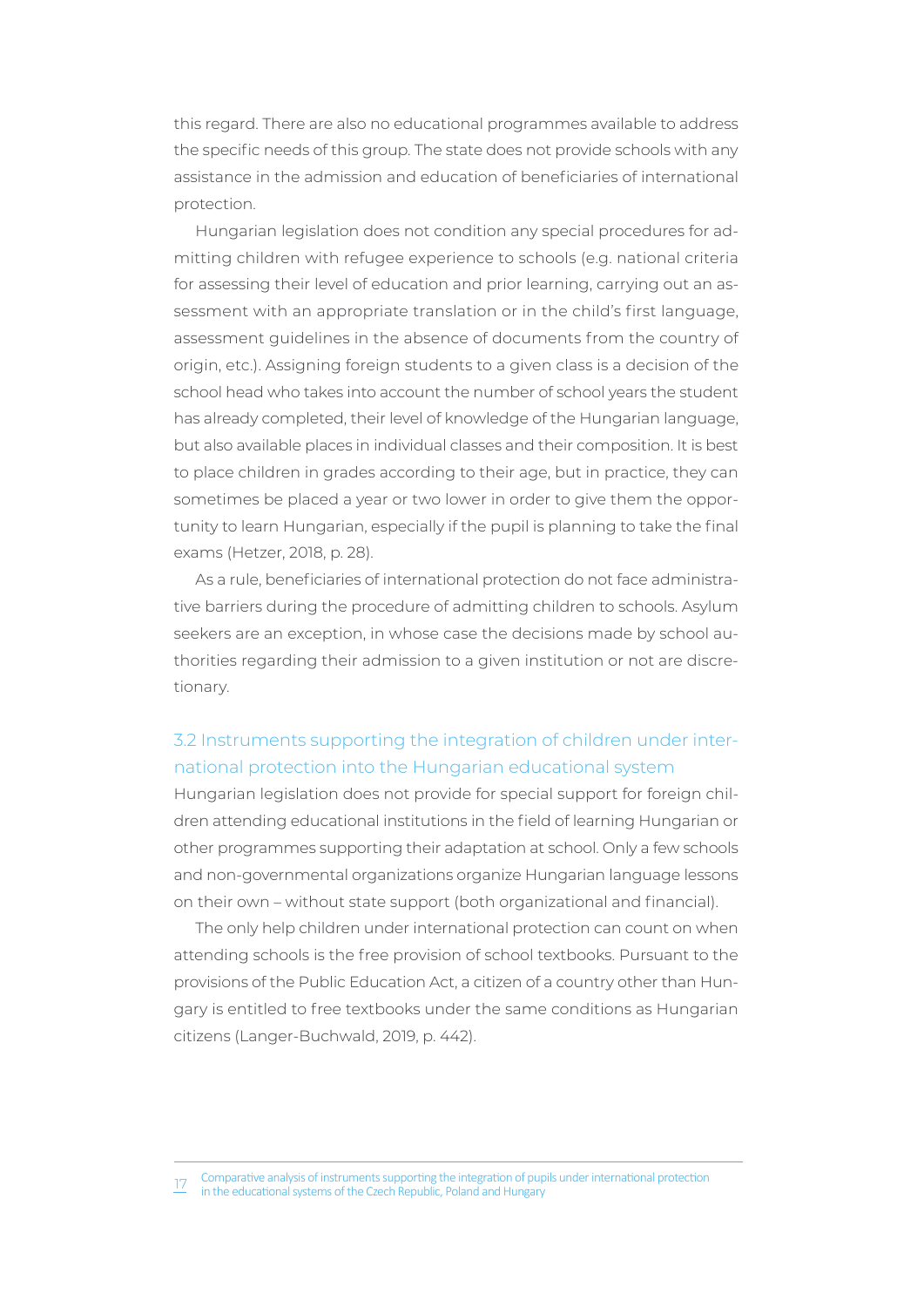this regard. There are also no educational programmes available to address the specific needs of this group. The state does not provide schools with any assistance in the admission and education of beneficiaries of international protection.

Hungarian legislation does not condition any special procedures for admitting children with refugee experience to schools (e.g. national criteria for assessing their level of education and prior learning, carrying out an assessment with an appropriate translation or in the child's first language, assessment guidelines in the absence of documents from the country of origin, etc.). Assigning foreign students to a given class is a decision of the school head who takes into account the number of school years the student has already completed, their level of knowledge of the Hungarian language, but also available places in individual classes and their composition. It is best to place children in grades according to their age, but in practice, they can sometimes be placed a year or two lower in order to give them the opportunity to learn Hungarian, especially if the pupil is planning to take the final exams (Hetzer, 2018, p. 28).

As a rule, beneficiaries of international protection do not face administrative barriers during the procedure of admitting children to schools. Asylum seekers are an exception, in whose case the decisions made by school authorities regarding their admission to a given institution or not are discretionary.

### 3.2 Instruments supporting the integration of children under international protection into the Hungarian educational system

Hungarian legislation does not provide for special support for foreign children attending educational institutions in the field of learning Hungarian or other programmes supporting their adaptation at school. Only a few schools and non-governmental organizations organize Hungarian language lessons on their own – without state support (both organizational and financial).

The only help children under international protection can count on when attending schools is the free provision of school textbooks. Pursuant to the provisions of the Public Education Act, a citizen of a country other than Hungary is entitled to free textbooks under the same conditions as Hungarian citizens (Langer-Buchwald, 2019, p. 442).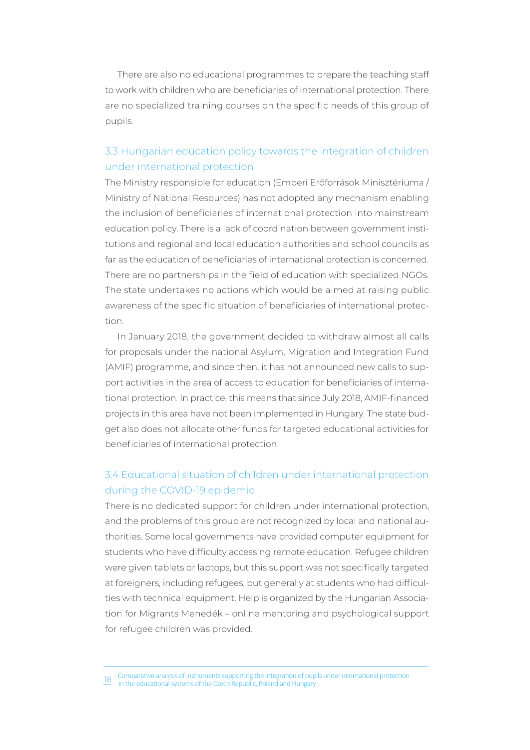There are also no educational programmes to prepare the teaching staff to work with children who are beneficiaries of international protection. There are no specialized training courses on the specific needs of this group of pupils.

### 3.3 Hungarian education policy towards the integration of children under international protection

The Ministry responsible for education (Emberi Erőforrások Minisztériuma / Ministry of National Resources) has not adopted any mechanism enabling the inclusion of beneficiaries of international protection into mainstream education policy. There is a lack of coordination between government institutions and regional and local education authorities and school councils as far as the education of beneficiaries of international protection is concerned. There are no partnerships in the field of education with specialized NGOs. The state undertakes no actions which would be aimed at raising public awareness of the specific situation of beneficiaries of international protection.

In January 2018, the government decided to withdraw almost all calls for proposals under the national Asylum, Migration and Integration Fund (AMIF) programme, and since then, it has not announced new calls to support activities in the area of access to education for beneficiaries of international protection. In practice, this means that since July 2018, AMIF-financed projects in this area have not been implemented in Hungary. The state budget also does not allocate other funds for targeted educational activities for beneficiaries of international protection.

### 3.4 Educational situation of children under international protection during the COVID-19 epidemic

There is no dedicated support for children under international protection, and the problems of this group are not recognized by local and national authorities. Some local governments have provided computer equipment for students who have difficulty accessing remote education. Refugee children were given tablets or laptops, but this support was not specifically targeted at foreigners, including refugees, but generally at students who had difficulties with technical equipment. Help is organized by the Hungarian Association for Migrants Menedék – online mentoring and psychological support for refugee children was provided.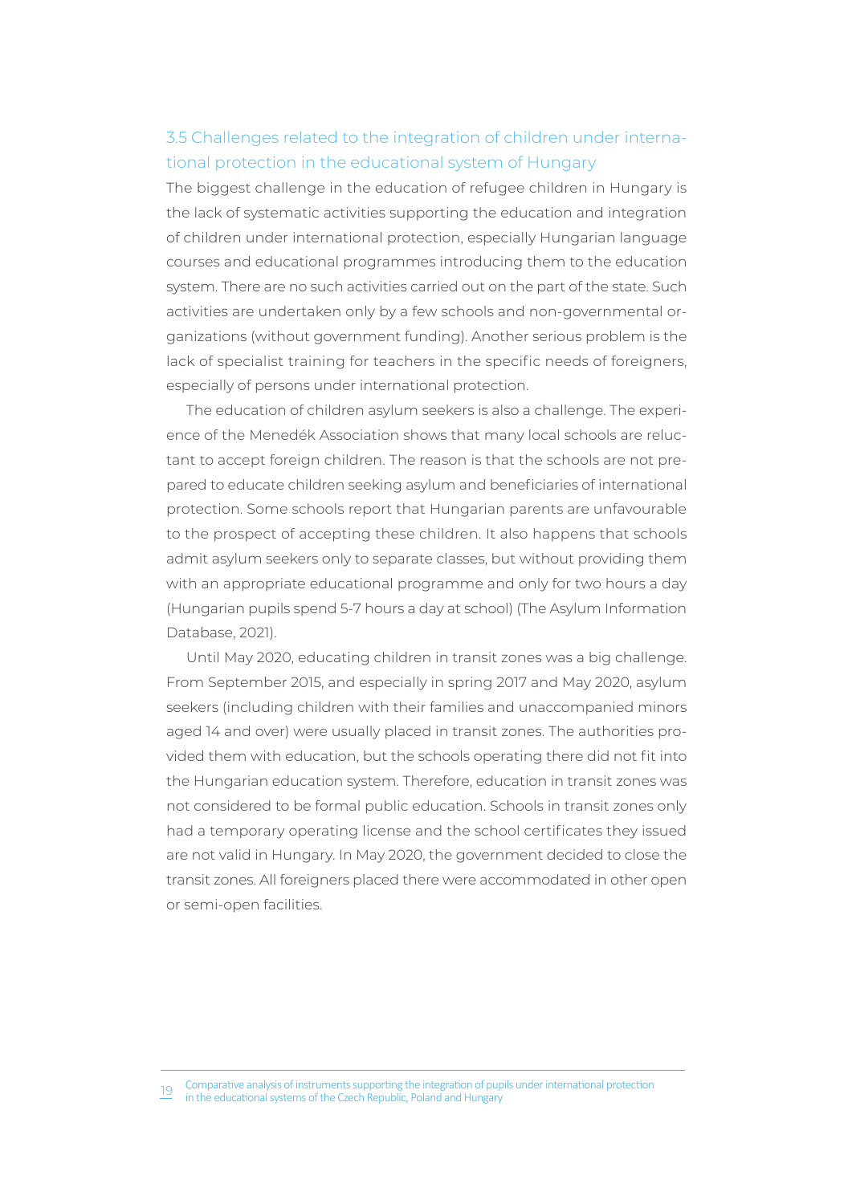### 3.5 Challenges related to the integration of children under international protection in the educational system of Hungary

The biggest challenge in the education of refugee children in Hungary is the lack of systematic activities supporting the education and integration of children under international protection, especially Hungarian language courses and educational programmes introducing them to the education system. There are no such activities carried out on the part of the state. Such activities are undertaken only by a few schools and non-governmental organizations (without government funding). Another serious problem is the lack of specialist training for teachers in the specific needs of foreigners, especially of persons under international protection.

The education of children asylum seekers is also a challenge. The experience of the Menedék Association shows that many local schools are reluctant to accept foreign children. The reason is that the schools are not prepared to educate children seeking asylum and beneficiaries of international protection. Some schools report that Hungarian parents are unfavourable to the prospect of accepting these children. It also happens that schools admit asylum seekers only to separate classes, but without providing them with an appropriate educational programme and only for two hours a day (Hungarian pupils spend 5-7 hours a day at school) (The Asylum Information Database, 2021).

Until May 2020, educating children in transit zones was a big challenge. From September 2015, and especially in spring 2017 and May 2020, asylum seekers (including children with their families and unaccompanied minors aged 14 and over) were usually placed in transit zones. The authorities provided them with education, but the schools operating there did not fit into the Hungarian education system. Therefore, education in transit zones was not considered to be formal public education. Schools in transit zones only had a temporary operating license and the school certificates they issued are not valid in Hungary. In May 2020, the government decided to close the transit zones. All foreigners placed there were accommodated in other open or semi-open facilities.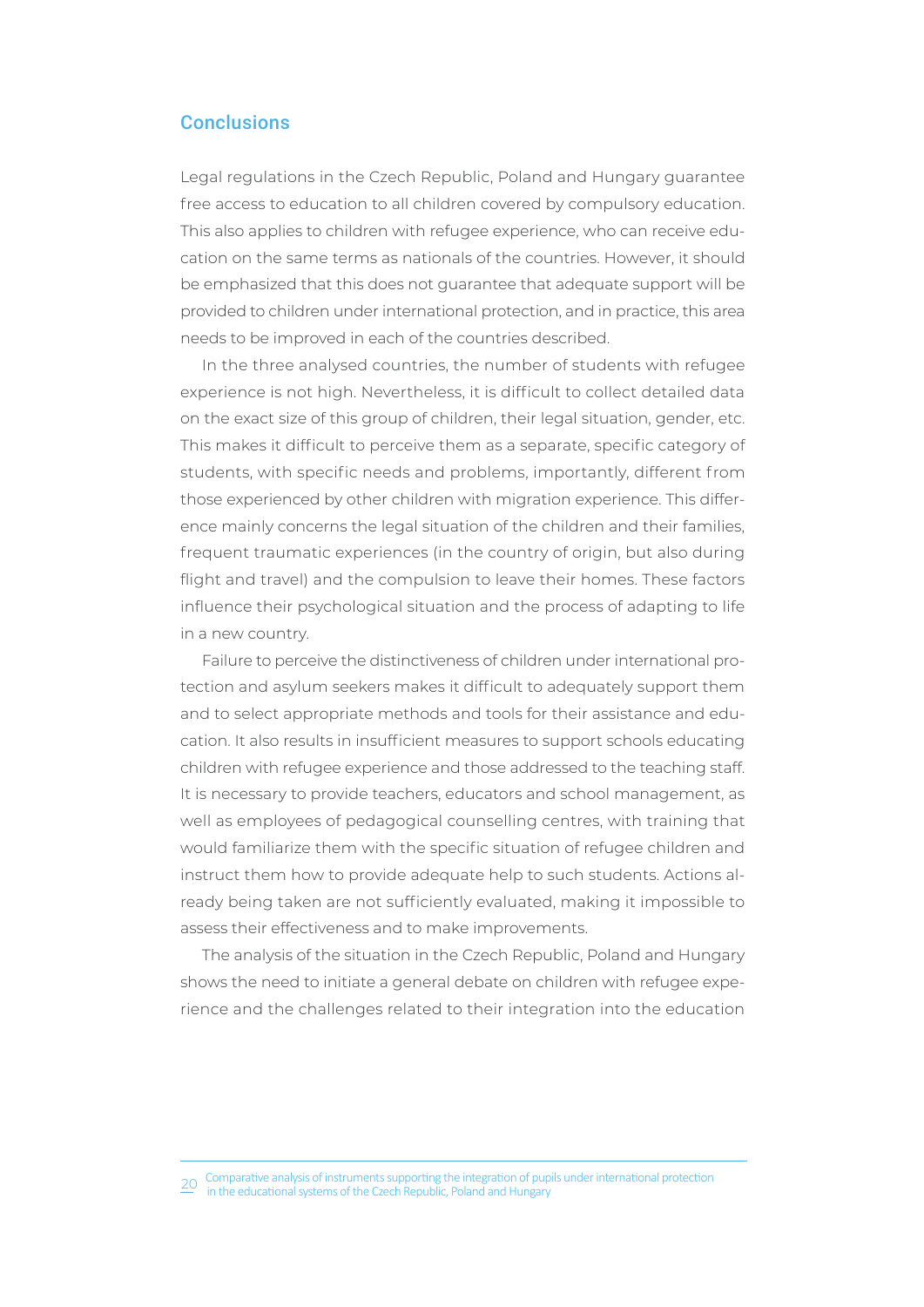## Conclusions

Legal regulations in the Czech Republic, Poland and Hungary guarantee free access to education to all children covered by compulsory education. This also applies to children with refugee experience, who can receive education on the same terms as nationals of the countries. However, it should be emphasized that this does not guarantee that adequate support will be provided to children under international protection, and in practice, this area needs to be improved in each of the countries described.

In the three analysed countries, the number of students with refugee experience is not high. Nevertheless, it is difficult to collect detailed data on the exact size of this group of children, their legal situation, gender, etc. This makes it difficult to perceive them as a separate, specific category of students, with specific needs and problems, importantly, different from those experienced by other children with migration experience. This difference mainly concerns the legal situation of the children and their families, frequent traumatic experiences (in the country of origin, but also during flight and travel) and the compulsion to leave their homes. These factors influence their psychological situation and the process of adapting to life in a new country.

Failure to perceive the distinctiveness of children under international protection and asylum seekers makes it difficult to adequately support them and to select appropriate methods and tools for their assistance and education. It also results in insufficient measures to support schools educating children with refugee experience and those addressed to the teaching staff. It is necessary to provide teachers, educators and school management, as well as employees of pedagogical counselling centres, with training that would familiarize them with the specific situation of refugee children and instruct them how to provide adequate help to such students. Actions already being taken are not sufficiently evaluated, making it impossible to assess their effectiveness and to make improvements.

The analysis of the situation in the Czech Republic, Poland and Hungary shows the need to initiate a general debate on children with refugee experience and the challenges related to their integration into the education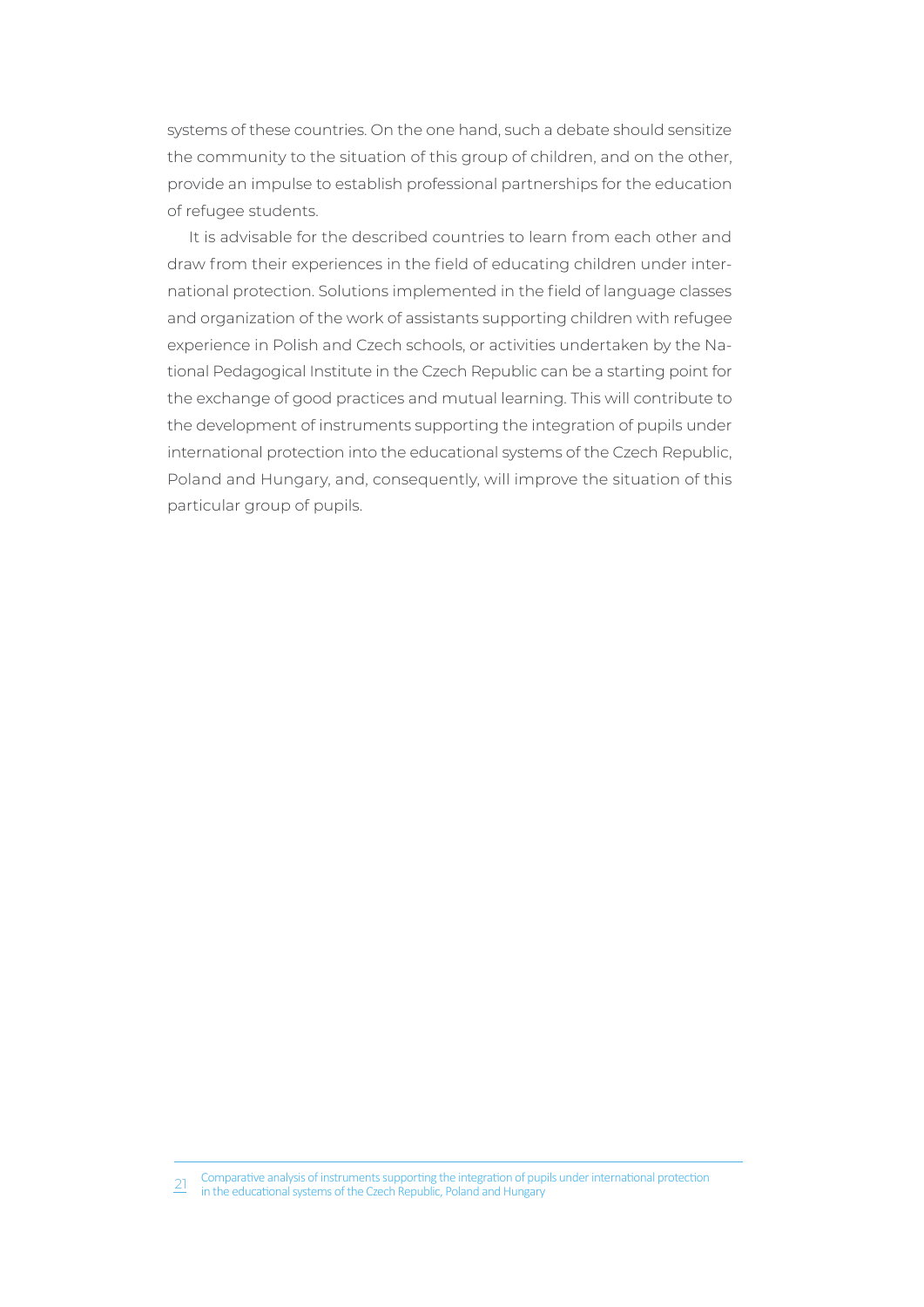systems of these countries. On the one hand, such a debate should sensitize the community to the situation of this group of children, and on the other, provide an impulse to establish professional partnerships for the education of refugee students.

It is advisable for the described countries to learn from each other and draw from their experiences in the field of educating children under international protection. Solutions implemented in the field of language classes and organization of the work of assistants supporting children with refugee experience in Polish and Czech schools, or activities undertaken by the National Pedagogical Institute in the Czech Republic can be a starting point for the exchange of good practices and mutual learning. This will contribute to the development of instruments supporting the integration of pupils under international protection into the educational systems of the Czech Republic, Poland and Hungary, and, consequently, will improve the situation of this particular group of pupils.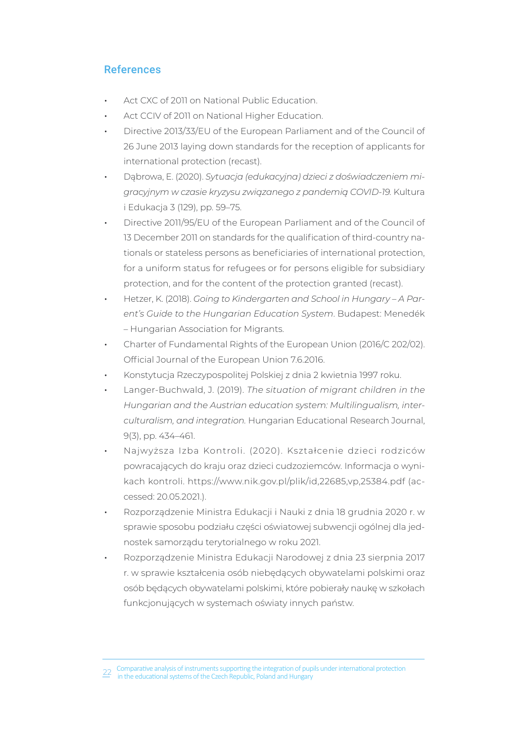## References

- Act CXC of 2011 on National Public Education.
- Act CCIV of 2011 on National Higher Education.
- Directive 2013/33/EU of the European Parliament and of the Council of 26 June 2013 laying down standards for the reception of applicants for international protection (recast).
- Dąbrowa, E. (2020). *Sytuacja (edukacyjna) dzieci z doświadczeniem migracyjnym w czasie kryzysu związanego z pandemią COVID-19.* Kultura i Edukacja 3 (129), pp. 59–75.
- Directive 2011/95/EU of the European Parliament and of the Council of 13 December 2011 on standards for the qualification of third-country nationals or stateless persons as beneficiaries of international protection, for a uniform status for refugees or for persons eligible for subsidiary protection, and for the content of the protection granted (recast).
- Hetzer, K. (2018). *Going to Kindergarten and School in Hungary – A Parent's Guide to the Hungarian Education System*. Budapest: Menedék – Hungarian Association for Migrants.
- Charter of Fundamental Rights of the European Union (2016/C 202/02). Official Journal of the European Union 7.6.2016.
- Konstytucja Rzeczypospolitej Polskiej z dnia 2 kwietnia 1997 roku.
- Langer-Buchwald, J. (2019). *The situation of migrant children in the Hungarian and the Austrian education system: Multilingualism, interculturalism, and integration.* Hungarian Educational Research Journal, 9(3), pp. 434–461.
- Najwyższa Izba Kontroli. (2020). Kształcenie dzieci rodziców powracających do kraju oraz dzieci cudzoziemców. Informacja o wynikach kontroli. https://www.nik.gov.pl/plik/id,22685,vp,25384.pdf (accessed: 20.05.2021.).
- Rozporządzenie Ministra Edukacji i Nauki z dnia 18 grudnia 2020 r. w sprawie sposobu podziału części oświatowej subwencji ogólnej dla jednostek samorządu terytorialnego w roku 2021.
- Rozporządzenie Ministra Edukacji Narodowej z dnia 23 sierpnia 2017 r. w sprawie kształcenia osób niebędących obywatelami polskimi oraz osób będących obywatelami polskimi, które pobierały naukę w szkołach funkcjonujących w systemach oświaty innych państw.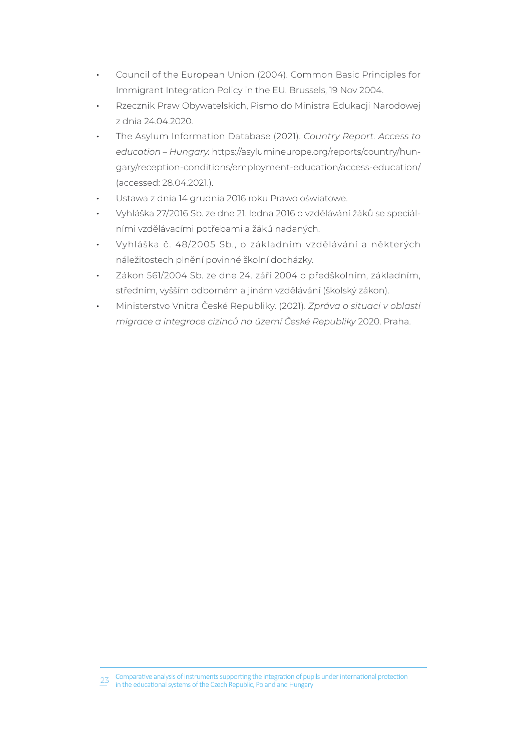- Council of the European Union (2004). Common Basic Principles for Immigrant Integration Policy in the EU. Brussels, 19 Nov 2004.
- Rzecznik Praw Obywatelskich, Pismo do Ministra Edukacji Narodowej z dnia 24.04.2020.
- The Asylum Information Database (2021). *Country Report. Access to education – Hungary.* https://asylumineurope.org/reports/country/hungary/reception-conditions/employment-education/access-education/ (accessed: 28.04.2021.).
- Ustawa z dnia 14 grudnia 2016 roku Prawo oświatowe.
- Vyhláška 27/2016 Sb. ze dne 21. ledna 2016 o vzdělávání žáků se speciálními vzdělávacími potřebami a žáků nadaných.
- Vyhláška č. 48/2005 Sb., o základním vzdělávání a některých náležitostech plnění povinné školní docházky.
- Zákon 561/2004 Sb. ze dne 24. září 2004 o předškolním, základním, středním, vyšším odborném a jiném vzdělávání (školský zákon).
- Ministerstvo Vnitra České Republiky. (2021). *Zpráva o situaci v oblasti migrace a integrace cizinců na území České Republiky* 2020. Praha.